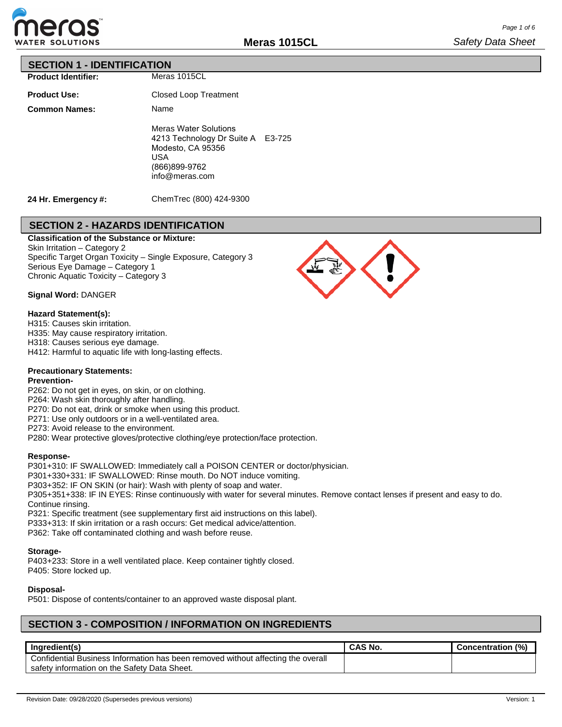## SECTION 1 - IDENTIFICATION

**Product Identifier:** Meras 1015CL

**Product Use:** Closed Loop Treatment

**Common Names:** Name

Meras Water Solutions
4213 Technology Dr Suite A E3-725
Modesto, CA 95356
USA
(866)899-9762
info@meras.com

**24 Hr. Emergency #:** ChemTrec (800) 424-9300

## SECTION 2 - HAZARDS IDENTIFICATION

**Classification of the Substance or Mixture:**
Skin Irritation – Category 2
Specific Target Organ Toxicity – Single Exposure, Category 3
Serious Eye Damage – Category 1
Chronic Aquatic Toxicity – Category 3

**Signal Word:** DANGER

**Hazard Statement(s):**
H315: Causes skin irritation.
H335: May cause respiratory irritation.
H318: Causes serious eye damage.
H412: Harmful to aquatic life with long-lasting effects.

**Precautionary Statements:**

**Prevention-**
P262: Do not get in eyes, on skin, or on clothing.
P264: Wash skin thoroughly after handling.
P270: Do not eat, drink or smoke when using this product.
P271: Use only outdoors or in a well-ventilated area.
P273: Avoid release to the environment.
P280: Wear protective gloves/protective clothing/eye protection/face protection.

**Response-**
P301+310: IF SWALLOWED: Immediately call a POISON CENTER or doctor/physician.
P301+330+331: IF SWALLOWED: Rinse mouth. Do NOT induce vomiting.
P303+352: IF ON SKIN (or hair): Wash with plenty of soap and water.
P305+351+338: IF IN EYES: Rinse continuously with water for several minutes. Remove contact lenses if present and easy to do. Continue rinsing.
P321: Specific treatment (see supplementary first aid instructions on this label).
P333+313: If skin irritation or a rash occurs: Get medical advice/attention.
P362: Take off contaminated clothing and wash before reuse.

**Storage-**
P403+233: Store in a well ventilated place. Keep container tightly closed.
P405: Store locked up.

**Disposal-**
P501: Dispose of contents/container to an approved waste disposal plant.

## SECTION 3 - COMPOSITION / INFORMATION ON INGREDIENTS

| Ingredient(s) | CAS No. | Concentration (%) |
|---|---|---|
| Confidential Business Information has been removed without affecting the overall safety information on the Safety Data Sheet. | | |

Revision Date: 09/28/2020 (Supersedes previous versions) Version: 1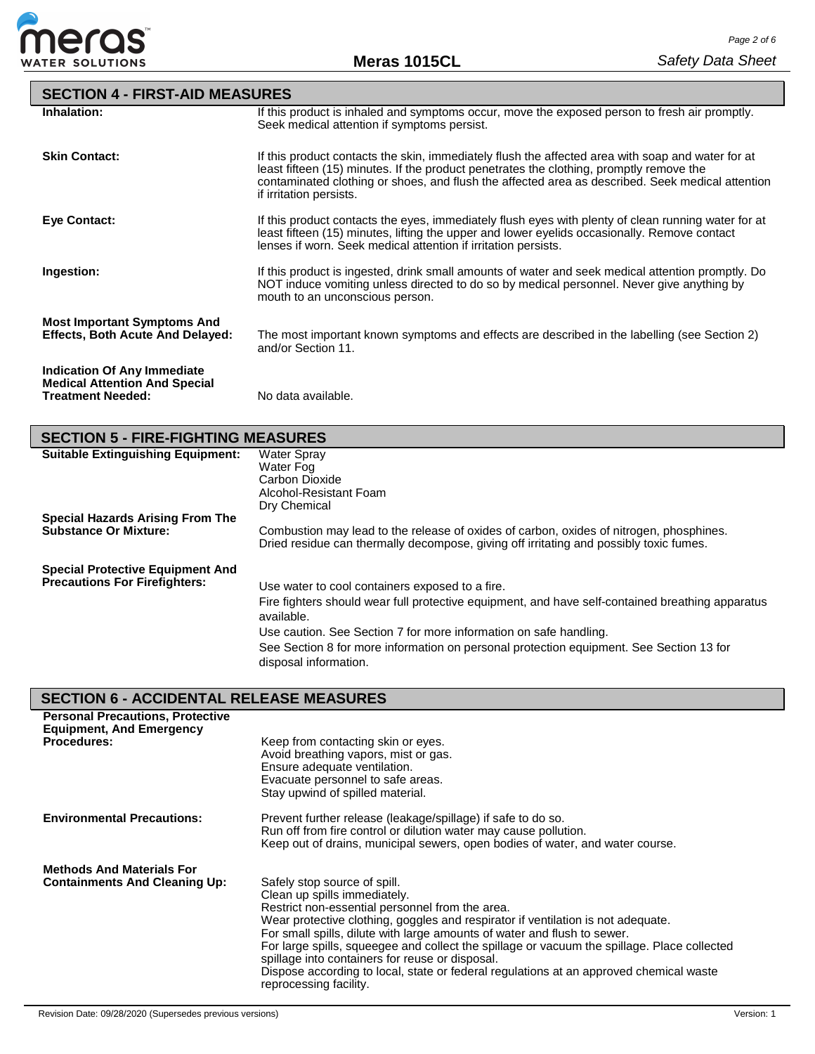## SECTION 4 - FIRST-AID MEASURES

**Inhalation:** If this product is inhaled and symptoms occur, move the exposed person to fresh air promptly. Seek medical attention if symptoms persist.

**Skin Contact:** If this product contacts the skin, immediately flush the affected area with soap and water for at least fifteen (15) minutes. If the product penetrates the clothing, promptly remove the contaminated clothing or shoes, and flush the affected area as described. Seek medical attention if irritation persists.

**Eye Contact:** If this product contacts the eyes, immediately flush eyes with plenty of clean running water for at least fifteen (15) minutes, lifting the upper and lower eyelids occasionally. Remove contact lenses if worn. Seek medical attention if irritation persists.

**Ingestion:** If this product is ingested, drink small amounts of water and seek medical attention promptly. Do NOT induce vomiting unless directed to do so by medical personnel. Never give anything by mouth to an unconscious person.

**Most Important Symptoms And Effects, Both Acute And Delayed:** The most important known symptoms and effects are described in the labelling (see Section 2) and/or Section 11.

**Indication Of Any Immediate Medical Attention And Special Treatment Needed:** No data available.

## SECTION 5 - FIRE-FIGHTING MEASURES

**Suitable Extinguishing Equipment:**
Water Spray
Water Fog
Carbon Dioxide
Alcohol-Resistant Foam
Dry Chemical

**Special Hazards Arising From The Substance Or Mixture:** Combustion may lead to the release of oxides of carbon, oxides of nitrogen, phosphines. Dried residue can thermally decompose, giving off irritating and possibly toxic fumes.

**Special Protective Equipment And Precautions For Firefighters:**
Use water to cool containers exposed to a fire.
Fire fighters should wear full protective equipment, and have self-contained breathing apparatus available.
Use caution. See Section 7 for more information on safe handling.
See Section 8 for more information on personal protection equipment. See Section 13 for disposal information.

## SECTION 6 - ACCIDENTAL RELEASE MEASURES

**Personal Precautions, Protective Equipment, And Emergency Procedures:**
Keep from contacting skin or eyes.
Avoid breathing vapors, mist or gas.
Ensure adequate ventilation.
Evacuate personnel to safe areas.
Stay upwind of spilled material.

**Environmental Precautions:**
Prevent further release (leakage/spillage) if safe to do so.
Run off from fire control or dilution water may cause pollution.
Keep out of drains, municipal sewers, open bodies of water, and water course.

**Methods And Materials For Containments And Cleaning Up:**
Safely stop source of spill.
Clean up spills immediately.
Restrict non-essential personnel from the area.
Wear protective clothing, goggles and respirator if ventilation is not adequate.
For small spills, dilute with large amounts of water and flush to sewer.
For large spills, squeegee and collect the spillage or vacuum the spillage. Place collected spillage into containers for reuse or disposal.
Dispose according to local, state or federal regulations at an approved chemical waste reprocessing facility.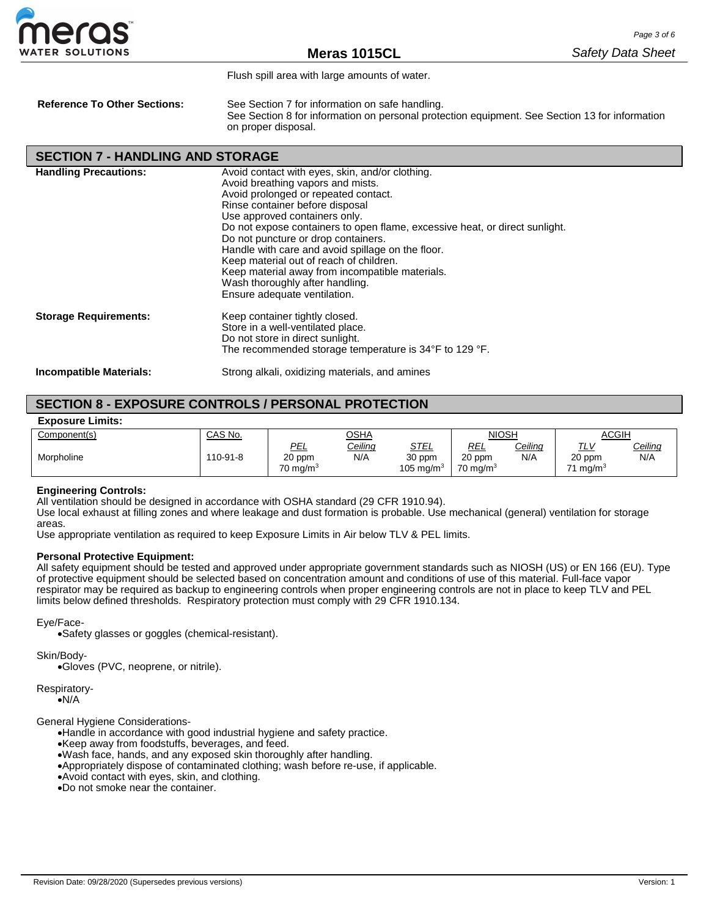Flush spill area with large amounts of water.

**Reference To Other Sections:** See Section 7 for information on safe handling.
See Section 8 for information on personal protection equipment. See Section 13 for information on proper disposal.

## SECTION 7 - HANDLING AND STORAGE

**Handling Precautions:**
Avoid contact with eyes, skin, and/or clothing.
Avoid breathing vapors and mists.
Avoid prolonged or repeated contact.
Rinse container before disposal
Use approved containers only.
Do not expose containers to open flame, excessive heat, or direct sunlight.
Do not puncture or drop containers.
Handle with care and avoid spillage on the floor.
Keep material out of reach of children.
Keep material away from incompatible materials.
Wash thoroughly after handling.
Ensure adequate ventilation.

**Storage Requirements:**
Keep container tightly closed.
Store in a well-ventilated place.
Do not store in direct sunlight.
The recommended storage temperature is 34°F to 129 °F.

**Incompatible Materials:** Strong alkali, oxidizing materials, and amines

## SECTION 8 - EXPOSURE CONTROLS / PERSONAL PROTECTION

**Exposure Limits:**

| Component(s) | CAS No. | OSHA | | | NIOSH | | ACGIH | |
|---|---|---|---|---|---|---|---|---|
| | | PEL | Ceiling | STEL | REL | Ceiling | TLV | Ceiling |
| Morpholine | 110-91-8 | 20 ppm 70 mg/m$^3$ | N/A | 30 ppm 105 mg/m$^3$ | 20 ppm 70 mg/m$^3$ | N/A | 20 ppm 71 mg/m$^3$ | N/A |

**Engineering Controls:**
All ventilation should be designed in accordance with OSHA standard (29 CFR 1910.94).
Use local exhaust at filling zones and where leakage and dust formation is probable. Use mechanical (general) ventilation for storage areas.
Use appropriate ventilation as required to keep Exposure Limits in Air below TLV & PEL limits.

**Personal Protective Equipment:**
All safety equipment should be tested and approved under appropriate government standards such as NIOSH (US) or EN 166 (EU). Type of protective equipment should be selected based on concentration amount and conditions of use of this material. Full-face vapor respirator may be required as backup to engineering controls when proper engineering controls are not in place to keep TLV and PEL limits below defined thresholds. Respiratory protection must comply with 29 CFR 1910.134.

Eye/Face-
- Safety glasses or goggles (chemical-resistant).

Skin/Body-
- Gloves (PVC, neoprene, or nitrile).

Respiratory-
- N/A

General Hygiene Considerations-
- Handle in accordance with good industrial hygiene and safety practice.
- Keep away from foodstuffs, beverages, and feed.
- Wash face, hands, and any exposed skin thoroughly after handling.
- Appropriately dispose of contaminated clothing; wash before re-use, if applicable.
- Avoid contact with eyes, skin, and clothing.
- Do not smoke near the container.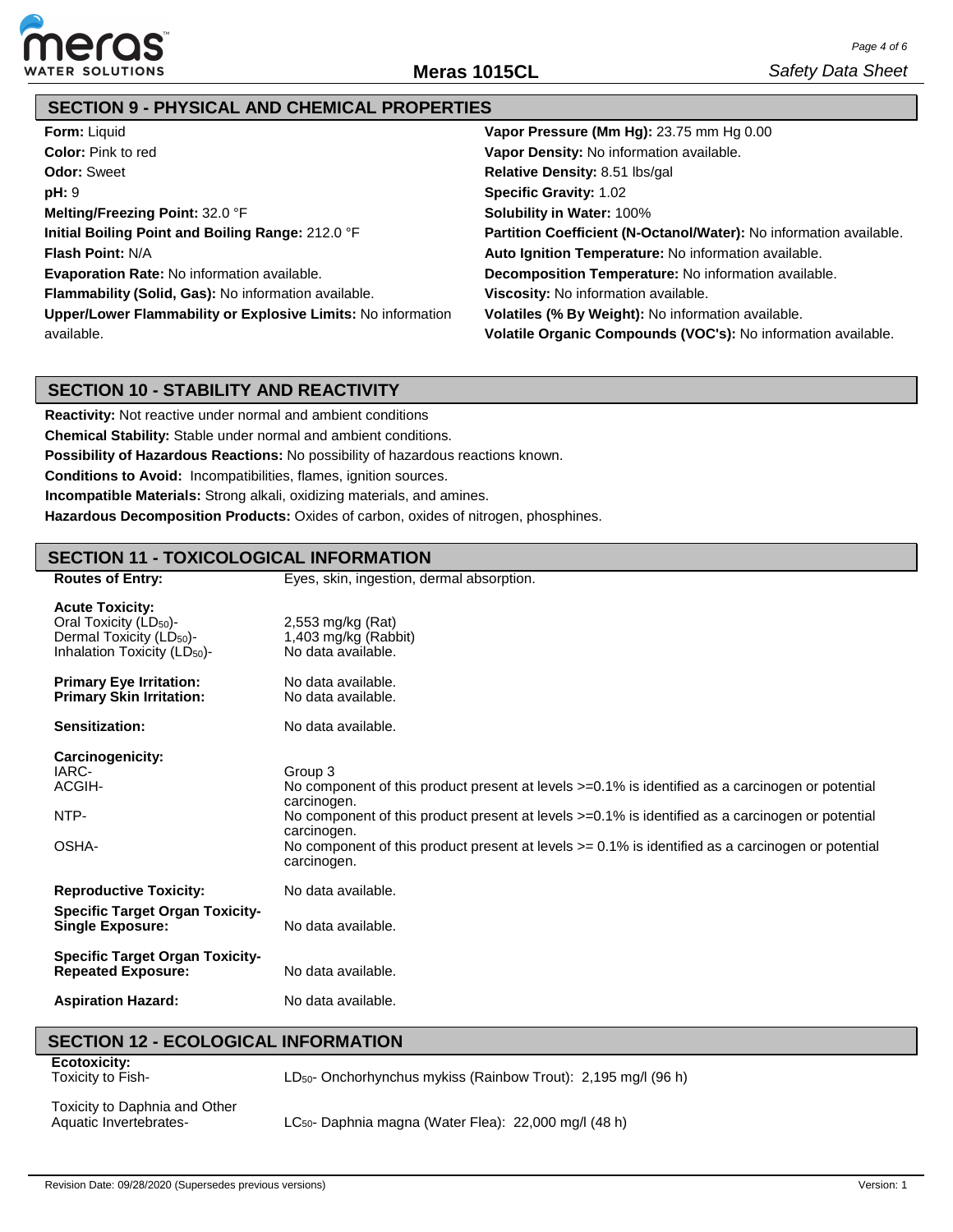## SECTION 9 - PHYSICAL AND CHEMICAL PROPERTIES

**Form:** Liquid
**Color:** Pink to red
**Odor:** Sweet
**pH:** 9
**Melting/Freezing Point:** 32.0 °F
**Initial Boiling Point and Boiling Range:** 212.0 °F
**Flash Point:** N/A
**Evaporation Rate:** No information available.
**Flammability (Solid, Gas):** No information available.
**Upper/Lower Flammability or Explosive Limits:** No information available.

**Vapor Pressure (Mm Hg):** 23.75 mm Hg 0.00
**Vapor Density:** No information available.
**Relative Density:** 8.51 lbs/gal
**Specific Gravity:** 1.02
**Solubility in Water:** 100%
**Partition Coefficient (N-Octanol/Water):** No information available.
**Auto Ignition Temperature:** No information available.
**Decomposition Temperature:** No information available.
**Viscosity:** No information available.
**Volatiles (% By Weight):** No information available.
**Volatile Organic Compounds (VOC's):** No information available.

## SECTION 10 - STABILITY AND REACTIVITY

**Reactivity:** Not reactive under normal and ambient conditions
**Chemical Stability:** Stable under normal and ambient conditions.
**Possibility of Hazardous Reactions:** No possibility of hazardous reactions known.
**Conditions to Avoid:** Incompatibilities, flames, ignition sources.
**Incompatible Materials:** Strong alkali, oxidizing materials, and amines.
**Hazardous Decomposition Products:** Oxides of carbon, oxides of nitrogen, phosphines.

## SECTION 11 - TOXICOLOGICAL INFORMATION

**Routes of Entry:** Eyes, skin, ingestion, dermal absorption.

**Acute Toxicity:**
Oral Toxicity ($LD_{50}$)- 2,553 mg/kg (Rat)
Dermal Toxicity ($LD_{50}$)- 1,403 mg/kg (Rabbit)
Inhalation Toxicity ($LD_{50}$)- No data available.

**Primary Eye Irritation:** No data available.
**Primary Skin Irritation:** No data available.

**Sensitization:** No data available.

**Carcinogenicity:**
IARC- Group 3
ACGIH- No component of this product present at levels >=0.1% is identified as a carcinogen or potential carcinogen.
NTP- No component of this product present at levels >=0.1% is identified as a carcinogen or potential carcinogen.
OSHA- No component of this product present at levels >= 0.1% is identified as a carcinogen or potential carcinogen.

**Reproductive Toxicity:** No data available.

**Specific Target Organ Toxicity- Single Exposure:** No data available.

**Specific Target Organ Toxicity- Repeated Exposure:** No data available.

**Aspiration Hazard:** No data available.

## SECTION 12 - ECOLOGICAL INFORMATION

**Ecotoxicity:**
Toxicity to Fish- $LD_{50}$- Onchorhynchus mykiss (Rainbow Trout): 2,195 mg/l (96 h)

Toxicity to Daphnia and Other Aquatic Invertebrates- $LC_{50}$- Daphnia magna (Water Flea): 22,000 mg/l (48 h)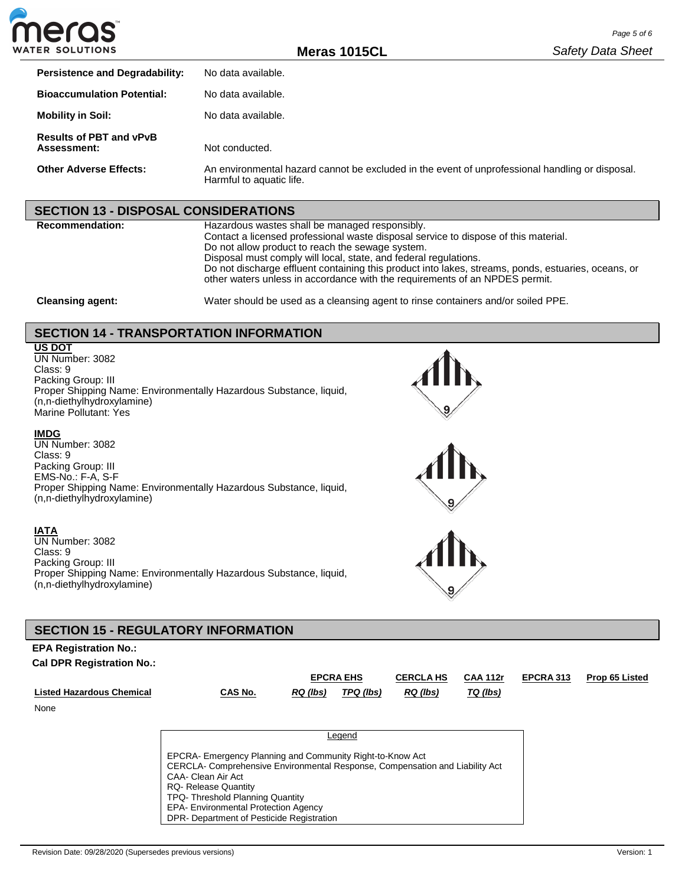**Persistence and Degradability:** No data available.

**Bioaccumulation Potential:** No data available.

**Mobility in Soil:** No data available.

**Results of PBT and vPvB Assessment:** Not conducted.

**Other Adverse Effects:** An environmental hazard cannot be excluded in the event of unprofessional handling or disposal. Harmful to aquatic life.

## SECTION 13 - DISPOSAL CONSIDERATIONS

**Recommendation:**
Hazardous wastes shall be managed responsibly.
Contact a licensed professional waste disposal service to dispose of this material.
Do not allow product to reach the sewage system.
Disposal must comply will local, state, and federal regulations.
Do not discharge effluent containing this product into lakes, streams, ponds, estuaries, oceans, or other waters unless in accordance with the requirements of an NPDES permit.

**Cleansing agent:** Water should be used as a cleansing agent to rinse containers and/or soiled PPE.

## SECTION 14 - TRANSPORTATION INFORMATION

**US DOT**
UN Number: 3082
Class: 9
Packing Group: III
Proper Shipping Name: Environmentally Hazardous Substance, liquid, (n,n-diethylhydroxylamine)
Marine Pollutant: Yes

**IMDG**
UN Number: 3082
Class: 9
Packing Group: III
EMS-No.: F-A, S-F
Proper Shipping Name: Environmentally Hazardous Substance, liquid, (n,n-diethylhydroxylamine)

**IATA**
UN Number: 3082
Class: 9
Packing Group: III
Proper Shipping Name: Environmentally Hazardous Substance, liquid, (n,n-diethylhydroxylamine)

## SECTION 15 - REGULATORY INFORMATION

**EPA Registration No.:**

**Cal DPR Registration No.:**

| Listed Hazardous Chemical | CAS No. | EPCRA EHS RQ (lbs) | EPCRA EHS TPQ (lbs) | CERCLA HS RQ (lbs) | CAA 112r TQ (lbs) | EPCRA 313 | Prop 65 Listed |
|---|---|---|---|---|---|---|---|
| None | | | | | | | |

Legend

EPCRA- Emergency Planning and Community Right-to-Know Act
CERCLA- Comprehensive Environmental Response, Compensation and Liability Act
CAA- Clean Air Act
RQ- Release Quantity
TPQ- Threshold Planning Quantity
EPA- Environmental Protection Agency
DPR- Department of Pesticide Registration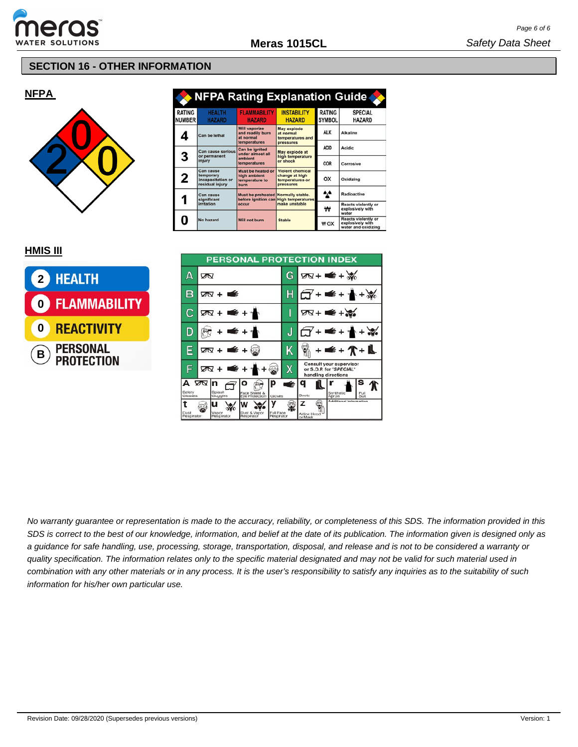## SECTION 16 - OTHER INFORMATION

**NFPA**

2
0
0

**NFPA Rating Explanation Guide**

| RATING NUMBER | HEALTH HAZARD | FLAMMABILITY HAZARD | INSTABILITY HAZARD |
|---|---|---|---|
| 4 | Can be lethal | Will vaporize and readily burn at normal temperatures | May explode at normal temperatures and pressures |
| 3 | Can cause serious or permanent injury | Can be ignited under almost all ambient temperatures | May explode at high temperature or shock |
| 2 | Can cause temporary incapacitation or residual injury | Must be heated or high ambient temperature to burn | Violent chemical change at high temperatures or pressures |
| 1 | Can cause significant irritation | Must be preheated before ignition can occur | Normally stable. High temperatures make unstable |
| 0 | No hazard | Will not burn | Stable |

| RATING SYMBOL | SPECIAL HAZARD |
|---|---|
| ALK | Alkaline |
| ACID | Acidic |
| COR | Corrosive |
| OX | Oxidizing |
| | Radioactive |
| W | Reacts violently or explosively with water |
| W OX | Reacts violently or explosively with water and oxidizing |

**HMIS III**

| | |
|---|---|
| 2 | HEALTH |
| 0 | FLAMMABILITY |
| 0 | REACTIVITY |
| B | PERSONAL PROTECTION |

**PERSONAL PROTECTION INDEX**

| | | | |
|---|---|---|---|
| A | Safety Glasses | G | Safety Glasses + Gloves + Vapor Respirator |
| B | Safety Glasses + Gloves | H | Splash Goggles + Gloves + Synthetic Apron + Vapor Respirator |
| C | Safety Glasses + Gloves + Synthetic Apron | I | Safety Glasses + Gloves + Dust & Vapor Respirator |
| D | Face Shield & Eye Protection + Gloves + Synthetic Apron | J | Splash Goggles + Gloves + Synthetic Apron + Dust & Vapor Respirator |
| E | Safety Glasses + Gloves + Dust Respirator | K | Airline Hood or Mask + Gloves + Full Suit + Boots |
| F | Safety Glasses + Gloves + Synthetic Apron + Dust Respirator | X | Consult your supervisor or S.O.P. for "SPECIAL" handling directions |

| | | | | | | | |
|---|---|---|---|---|---|---|---|
| A Safety Glasses | n Splash Goggles | o Face Shield & Eye Protection | p Gloves | q Boots | r Synthetic Apron | s Full Suit | |
| t Dust Respirator | u Vapor Respirator | w Dust & Vapor Respirator | y Full Face Respirator | z Airline Hood or Mask | Additional Information | | |

*No warranty guarantee or representation is made to the accuracy, reliability, or completeness of this SDS. The information provided in this SDS is correct to the best of our knowledge, information, and belief at the date of its publication. The information given is designed only as a guidance for safe handling, use, processing, storage, transportation, disposal, and release and is not to be considered a warranty or quality specification. The information relates only to the specific material designated and may not be valid for such material used in combination with any other materials or in any process. It is the user's responsibility to satisfy any inquiries as to the suitability of such information for his/her own particular use.*

Revision Date: 09/28/2020 (Supersedes previous versions) Version: 1